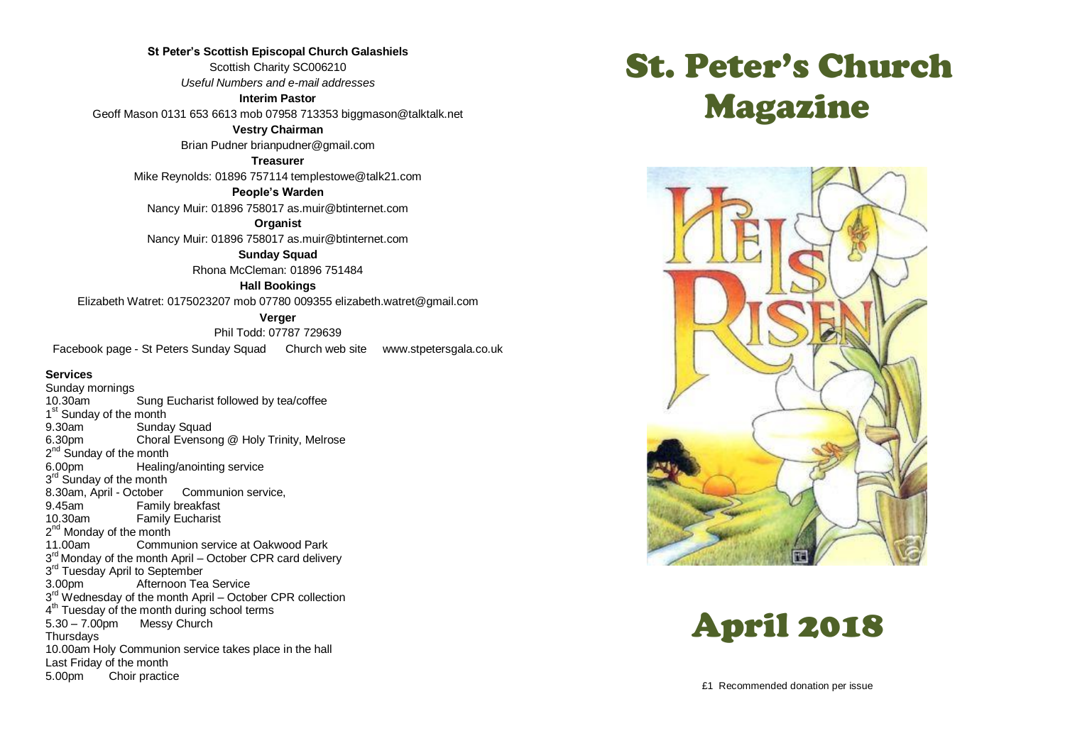**St Peter's Scottish Episcopal Church Galashiels**

Scottish Charity SC006210

*Useful Numbers and e-mail addresses*

**Interim Pastor**

Geoff Mason 0131 653 6613 mob 07958 713353 biggmason@talktalk.net

**Vestry Chairman**

Brian Pudner brianpudner@gmail.com

**Treasurer**

Mike Reynolds: 01896 757114 templestowe@talk21.com

**People's Warden**

Nancy Muir: 01896 758017 as.muir@btinternet.com

**Organist**

Nancy Muir: 01896 758017 as.muir@btinternet.com

**Sunday Squad**

Rhona McCleman: 01896 751484

**Hall Bookings**

Elizabeth Watret: 0175023207 mob 07780 009355 elizabeth.watret@gmail.com

**Verger**

Phil Todd: 07787 729639

Facebook page - St Peters Sunday Squad    Church web site    www.stpetersgala.co.uk

**Services**

Sunday mornings
10.30am    Sung Eucharist followed by tea/coffee

1st Sunday of the month
9.30am    Sunday Squad
6.30pm    Choral Evensong @ Holy Trinity, Melrose

2nd Sunday of the month
6.00pm    Healing/anointing service

3rd Sunday of the month
8.30am, April - October    Communion service,
9.45am    Family breakfast
10.30am    Family Eucharist

2nd Monday of the month
11.00am    Communion service at Oakwood Park

3rd Monday of the month April – October CPR card delivery

3rd Tuesday April to September
3.00pm    Afternoon Tea Service

3rd Wednesday of the month April – October CPR collection

4th Tuesday of the month during school terms
5.30 – 7.00pm    Messy Church

Thursdays
10.00am Holy Communion service takes place in the hall

Last Friday of the month
5.00pm    Choir practice

# St. Peter's Church Magazine

# April 2018

£1 Recommended donation per issue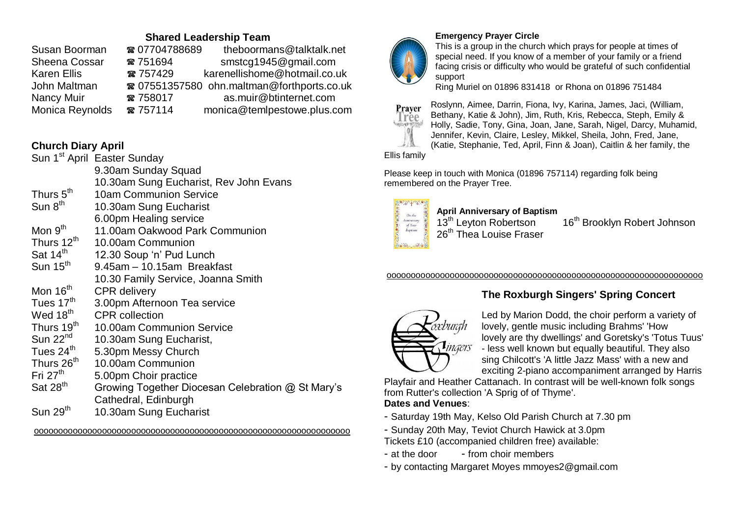## Shared Leadership Team

| | | |
|---|---|---|
| Susan Boorman | ☎ 07704788689 | theboormans@talktalk.net |
| Sheena Cossar | ☎ 751694 | smstcg1945@gmail.com |
| Karen Ellis | ☎ 757429 | karenellishome@hotmail.co.uk |
| John Maltman | ☎ 07551357580 | ohn.maltman@forthports.co.uk |
| Nancy Muir | ☎ 758017 | as.muir@btinternet.com |
| Monica Reynolds | ☎ 757114 | monica@temlpestowe.plus.com |

## Church Diary April

| | |
|---|---|
| Sun 1st April | Easter Sunday |
| | 9.30am Sunday Squad |
| | 10.30am Sung Eucharist, Rev John Evans |
| Thurs 5th | 10am Communion Service |
| Sun 8th | 10.30am Sung Eucharist |
| | 6.00pm Healing service |
| Mon 9th | 11.00am Oakwood Park Communion |
| Thurs 12th | 10.00am Communion |
| Sat 14th | 12.30 Soup 'n' Pud Lunch |
| Sun 15th | 9.45am – 10.15am Breakfast |
| | 10.30 Family Service, Joanna Smith |
| Mon 16th | CPR delivery |
| Tues 17th | 3.00pm Afternoon Tea service |
| Wed 18th | CPR collection |
| Thurs 19th | 10.00am Communion Service |
| Sun 22nd | 10.30am Sung Eucharist, |
| Tues 24th | 5.30pm Messy Church |
| Thurs 26th | 10.00am Communion |
| Fri 27th | 5.00pm Choir practice |
| Sat 28th | Growing Together Diocesan Celebration @ St Mary's Cathedral, Edinburgh |
| Sun 29th | 10.30am Sung Eucharist |

oooooooooooooooooooooooooooooooooooooooooooooooooooooooooooooooo

**Emergency Prayer Circle**

This is a group in the church which prays for people at times of special need. If you know of a member of your family or a friend facing crisis or difficulty who would be grateful of such confidential support

Ring Muriel on 01896 831418 or Rhona on 01896 751484

Roslynn, Aimee, Darrin, Fiona, Ivy, Karina, James, Jaci, (William, Bethany, Katie & John), Jim, Ruth, Kris, Rebecca, Steph, Emily & Holly, Sadie, Tony, Gina, Joan, Jane, Sarah, Nigel, Darcy, Muhamid, Jennifer, Kevin, Claire, Lesley, Mikkel, Sheila, John, Fred, Jane, (Katie, Stephanie, Ted, April, Finn & Joan), Caitlin & her family, the Ellis family

Please keep in touch with Monica (01896 757114) regarding folk being remembered on the Prayer Tree.

**April Anniversary of Baptism**

13th Leyton Robertson
16th Brooklyn Robert Johnson
26th Thea Louise Fraser

oooooooooooooooooooooooooooooooooooooooooooooooooooooooooooooooo

## The Roxburgh Singers' Spring Concert

Led by Marion Dodd, the choir perform a variety of lovely, gentle music including Brahms' 'How lovely are thy dwellings' and Goretsky's 'Totus Tuus' - less well known but equally beautiful. They also sing Chilcott's 'A little Jazz Mass' with a new and exciting 2-piano accompaniment arranged by Harris Playfair and Heather Cattanach. In contrast will be well-known folk songs from Rutter's collection 'A Sprig of of Thyme'.

**Dates and Venues**:

- Saturday 19th May, Kelso Old Parish Church at 7.30 pm
- Sunday 20th May, Teviot Church Hawick at 3.0pm

Tickets £10 (accompanied children free) available:

- at the door - from choir members
- by contacting Margaret Moyes mmoyes2@gmail.com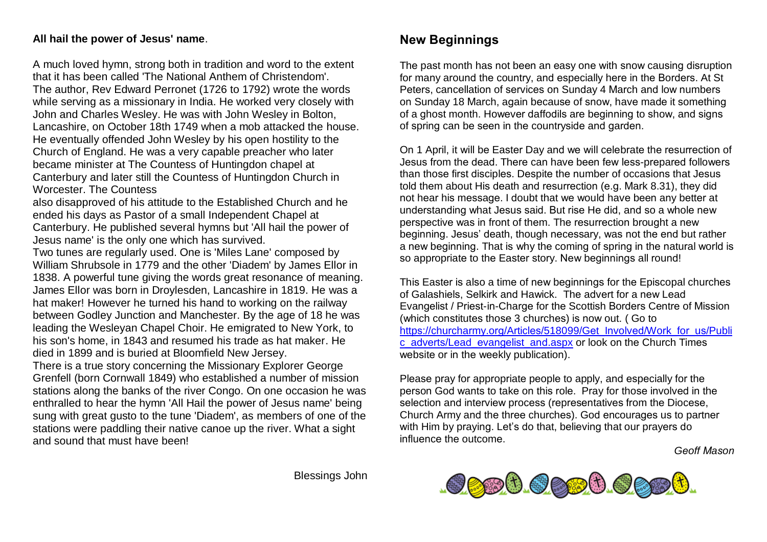**All hail the power of Jesus' name**.

A much loved hymn, strong both in tradition and word to the extent that it has been called 'The National Anthem of Christendom'. The author, Rev Edward Perronet (1726 to 1792) wrote the words while serving as a missionary in India. He worked very closely with John and Charles Wesley. He was with John Wesley in Bolton, Lancashire, on October 18th 1749 when a mob attacked the house. He eventually offended John Wesley by his open hostility to the Church of England. He was a very capable preacher who later became minister at The Countess of Huntingdon chapel at Canterbury and later still the Countess of Huntingdon Church in Worcester. The Countess also disapproved of his attitude to the Established Church and he ended his days as Pastor of a small Independent Chapel at Canterbury. He published several hymns but 'All hail the power of Jesus name' is the only one which has survived.

Two tunes are regularly used. One is 'Miles Lane' composed by William Shrubsole in 1779 and the other 'Diadem' by James Ellor in 1838. A powerful tune giving the words great resonance of meaning. James Ellor was born in Droylesden, Lancashire in 1819. He was a hat maker! However he turned his hand to working on the railway between Godley Junction and Manchester. By the age of 18 he was leading the Wesleyan Chapel Choir. He emigrated to New York, to his son's home, in 1843 and resumed his trade as hat maker. He died in 1899 and is buried at Bloomfield New Jersey.

There is a true story concerning the Missionary Explorer George Grenfell (born Cornwall 1849) who established a number of mission stations along the banks of the river Congo. On one occasion he was enthralled to hear the hymn 'All Hail the power of Jesus name' being sung with great gusto to the tune 'Diadem', as members of one of the stations were paddling their native canoe up the river. What a sight and sound that must have been!

Blessings John

## New Beginnings

The past month has not been an easy one with snow causing disruption for many around the country, and especially here in the Borders. At St Peters, cancellation of services on Sunday 4 March and low numbers on Sunday 18 March, again because of snow, have made it something of a ghost month. However daffodils are beginning to show, and signs of spring can be seen in the countryside and garden.

On 1 April, it will be Easter Day and we will celebrate the resurrection of Jesus from the dead. There can have been few less-prepared followers than those first disciples. Despite the number of occasions that Jesus told them about His death and resurrection (e.g. Mark 8.31), they did not hear his message. I doubt that we would have been any better at understanding what Jesus said. But rise He did, and so a whole new perspective was in front of them. The resurrection brought a new beginning. Jesus' death, though necessary, was not the end but rather a new beginning. That is why the coming of spring in the natural world is so appropriate to the Easter story. New beginnings all round!

This Easter is also a time of new beginnings for the Episcopal churches of Galashiels, Selkirk and Hawick. The advert for a new Lead Evangelist / Priest-in-Charge for the Scottish Borders Centre of Mission (which constitutes those 3 churches) is now out. ( Go to https://churcharmy.org/Articles/518099/Get_Involved/Work_for_us/Public_adverts/Lead_evangelist_and.aspx or look on the Church Times website or in the weekly publication).

Please pray for appropriate people to apply, and especially for the person God wants to take on this role. Pray for those involved in the selection and interview process (representatives from the Diocese, Church Army and the three churches). God encourages us to partner with Him by praying. Let's do that, believing that our prayers do influence the outcome.

*Geoff Mason*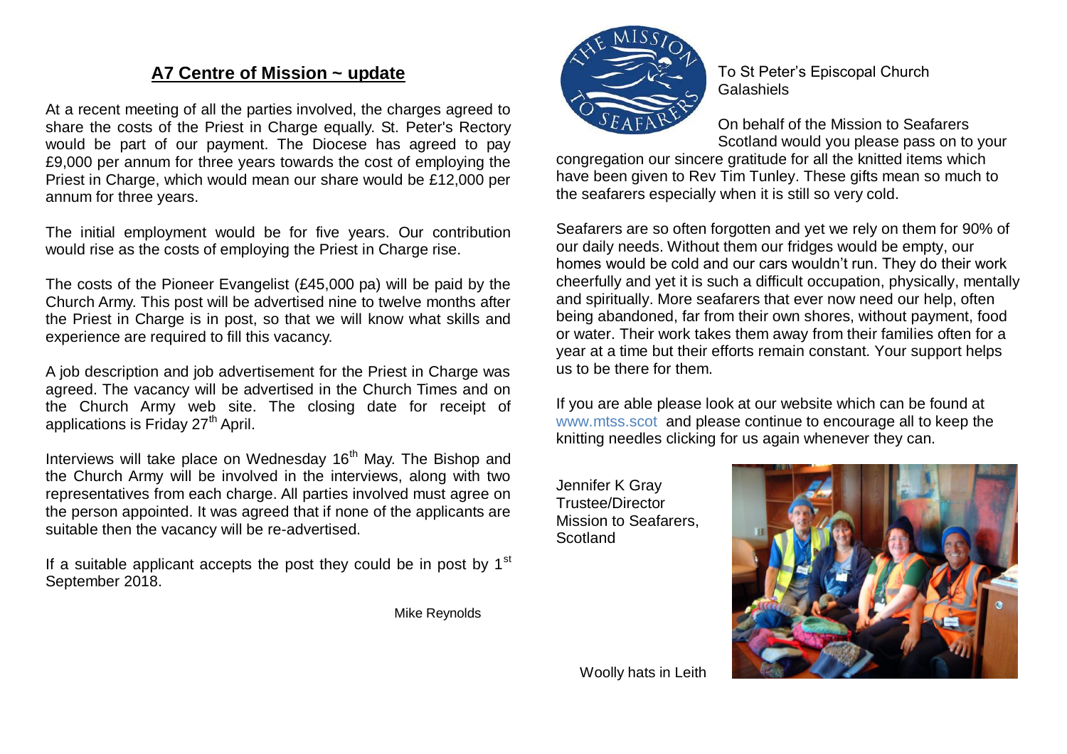## A7 Centre of Mission ~ update

At a recent meeting of all the parties involved, the charges agreed to share the costs of the Priest in Charge equally. St. Peter's Rectory would be part of our payment. The Diocese has agreed to pay £9,000 per annum for three years towards the cost of employing the Priest in Charge, which would mean our share would be £12,000 per annum for three years.

The initial employment would be for five years. Our contribution would rise as the costs of employing the Priest in Charge rise.

The costs of the Pioneer Evangelist (£45,000 pa) will be paid by the Church Army. This post will be advertised nine to twelve months after the Priest in Charge is in post, so that we will know what skills and experience are required to fill this vacancy.

A job description and job advertisement for the Priest in Charge was agreed. The vacancy will be advertised in the Church Times and on the Church Army web site. The closing date for receipt of applications is Friday 27th April.

Interviews will take place on Wednesday 16th May. The Bishop and the Church Army will be involved in the interviews, along with two representatives from each charge. All parties involved must agree on the person appointed. It was agreed that if none of the applicants are suitable then the vacancy will be re-advertised.

If a suitable applicant accepts the post they could be in post by 1st September 2018.

Mike Reynolds

To St Peter's Episcopal Church Galashiels

On behalf of the Mission to Seafarers Scotland would you please pass on to your congregation our sincere gratitude for all the knitted items which have been given to Rev Tim Tunley. These gifts mean so much to the seafarers especially when it is still so very cold.

Seafarers are so often forgotten and yet we rely on them for 90% of our daily needs. Without them our fridges would be empty, our homes would be cold and our cars wouldn't run. They do their work cheerfully and yet it is such a difficult occupation, physically, mentally and spiritually. More seafarers that ever now need our help, often being abandoned, far from their own shores, without payment, food or water. Their work takes them away from their families often for a year at a time but their efforts remain constant. Your support helps us to be there for them.

If you are able please look at our website which can be found at www.mtss.scot and please continue to encourage all to keep the knitting needles clicking for us again whenever they can.

Jennifer K Gray
Trustee/Director
Mission to Seafarers, Scotland

Woolly hats in Leith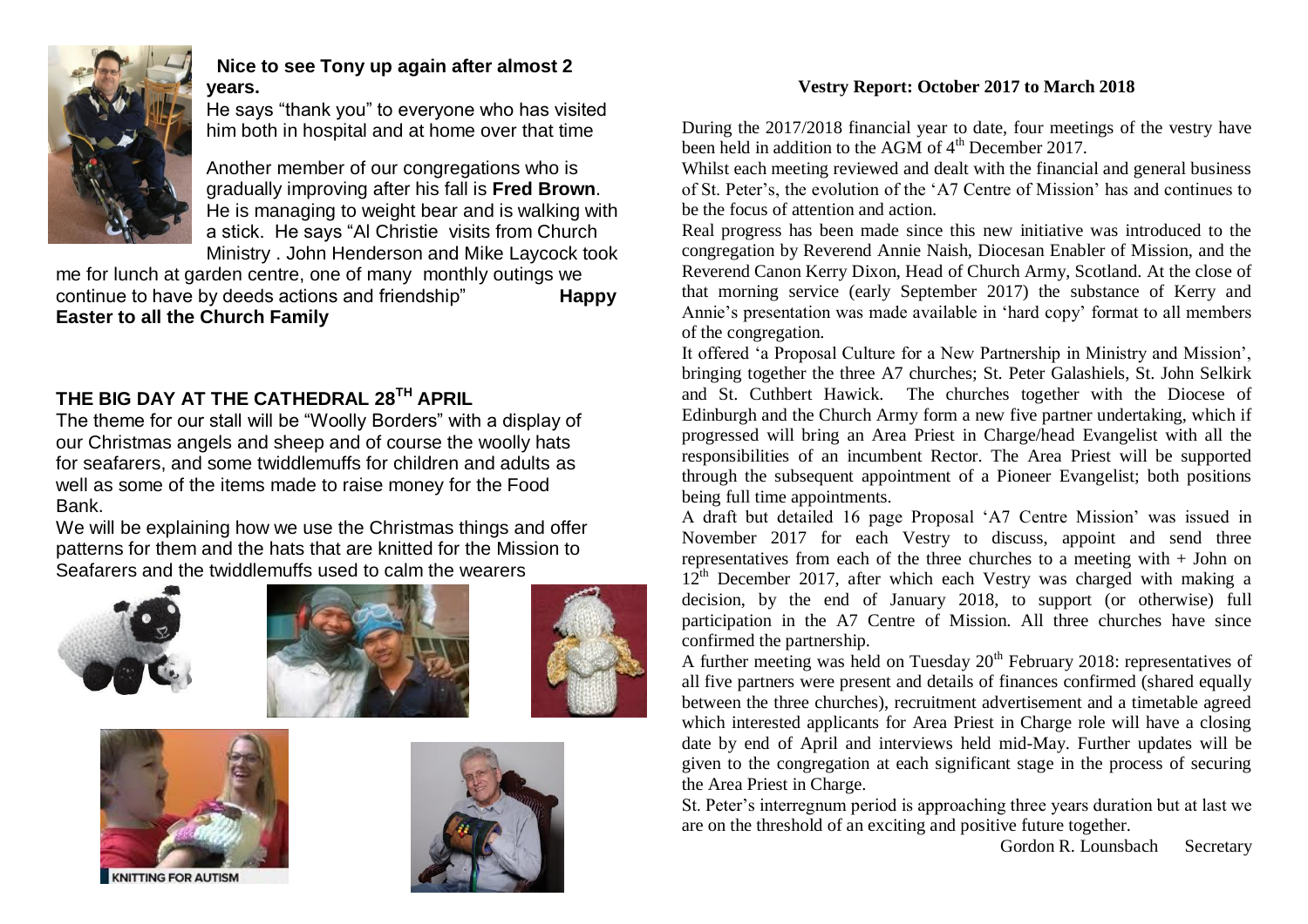**Nice to see Tony up again after almost 2 years.**

He says "thank you" to everyone who has visited him both in hospital and at home over that time

Another member of our congregations who is gradually improving after his fall is **Fred Brown**. He is managing to weight bear and is walking with a stick. He says "Al Christie visits from Church Ministry . John Henderson and Mike Laycock took me for lunch at garden centre, one of many monthly outings we continue to have by deeds actions and friendship" **Happy Easter to all the Church Family**

## THE BIG DAY AT THE CATHEDRAL 28TH APRIL

The theme for our stall will be "Woolly Borders" with a display of our Christmas angels and sheep and of course the woolly hats for seafarers, and some twiddlemuffs for children and adults as well as some of the items made to raise money for the Food Bank.

We will be explaining how we use the Christmas things and offer patterns for them and the hats that are knitted for the Mission to Seafarers and the twiddlemuffs used to calm the wearers

KNITTING FOR AUTISM

### Vestry Report: October 2017 to March 2018

During the 2017/2018 financial year to date, four meetings of the vestry have been held in addition to the AGM of 4th December 2017.

Whilst each meeting reviewed and dealt with the financial and general business of St. Peter's, the evolution of the 'A7 Centre of Mission' has and continues to be the focus of attention and action.

Real progress has been made since this new initiative was introduced to the congregation by Reverend Annie Naish, Diocesan Enabler of Mission, and the Reverend Canon Kerry Dixon, Head of Church Army, Scotland. At the close of that morning service (early September 2017) the substance of Kerry and Annie's presentation was made available in 'hard copy' format to all members of the congregation.

It offered 'a Proposal Culture for a New Partnership in Ministry and Mission', bringing together the three A7 churches; St. Peter Galashiels, St. John Selkirk and St. Cuthbert Hawick. The churches together with the Diocese of Edinburgh and the Church Army form a new five partner undertaking, which if progressed will bring an Area Priest in Charge/head Evangelist with all the responsibilities of an incumbent Rector. The Area Priest will be supported through the subsequent appointment of a Pioneer Evangelist; both positions being full time appointments.

A draft but detailed 16 page Proposal 'A7 Centre Mission' was issued in November 2017 for each Vestry to discuss, appoint and send three representatives from each of the three churches to a meeting with + John on 12th December 2017, after which each Vestry was charged with making a decision, by the end of January 2018, to support (or otherwise) full participation in the A7 Centre of Mission. All three churches have since confirmed the partnership.

A further meeting was held on Tuesday 20th February 2018: representatives of all five partners were present and details of finances confirmed (shared equally between the three churches), recruitment advertisement and a timetable agreed which interested applicants for Area Priest in Charge role will have a closing date by end of April and interviews held mid-May. Further updates will be given to the congregation at each significant stage in the process of securing the Area Priest in Charge.

St. Peter's interregnum period is approaching three years duration but at last we are on the threshold of an exciting and positive future together.

Gordon R. Lounsbach Secretary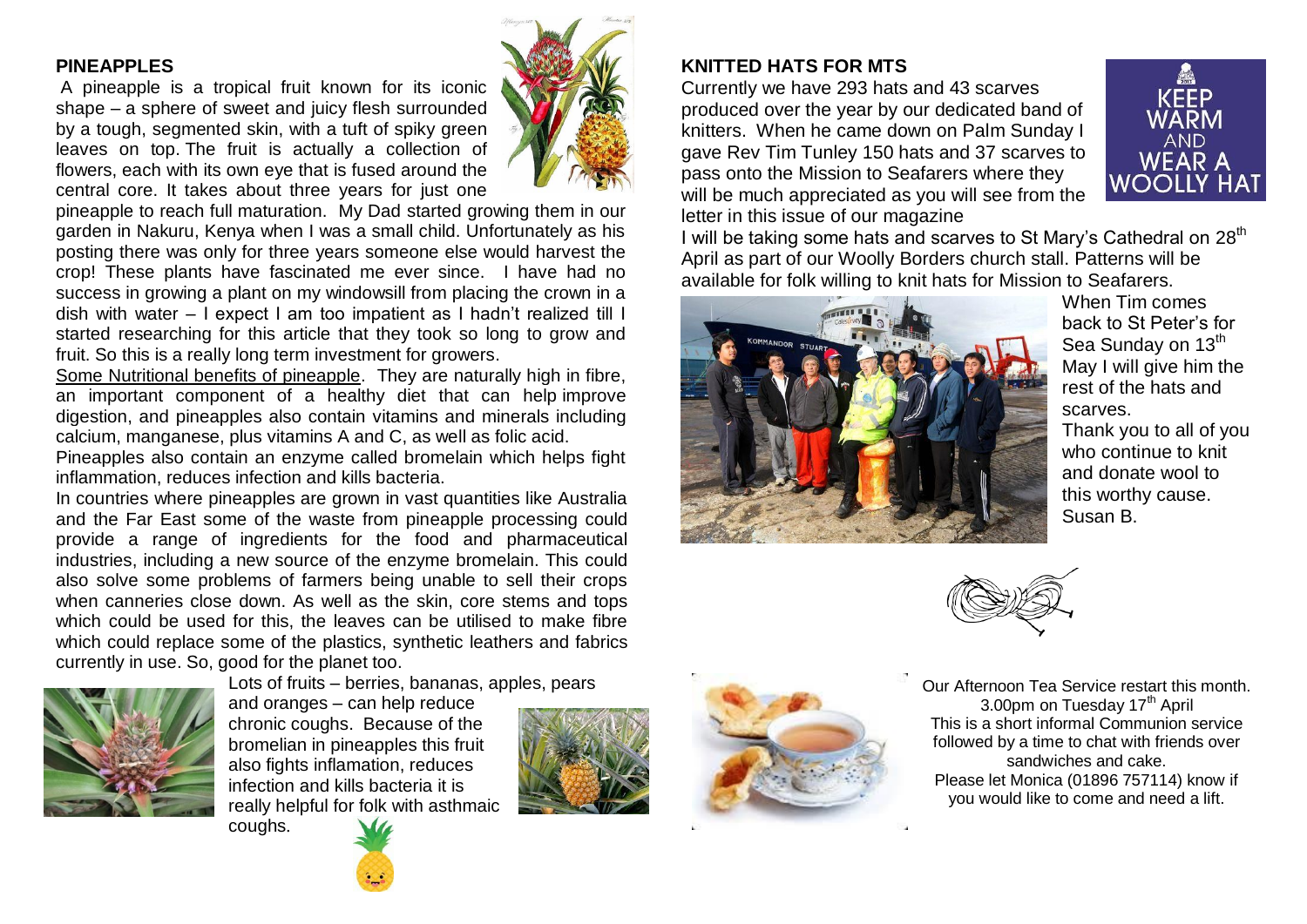## PINEAPPLES

A pineapple is a tropical fruit known for its iconic shape – a sphere of sweet and juicy flesh surrounded by a tough, segmented skin, with a tuft of spiky green leaves on top. The fruit is actually a collection of flowers, each with its own eye that is fused around the central core. It takes about three years for just one pineapple to reach full maturation. My Dad started growing them in our garden in Nakuru, Kenya when I was a small child. Unfortunately as his posting there was only for three years someone else would harvest the crop! These plants have fascinated me ever since. I have had no success in growing a plant on my windowsill from placing the crown in a dish with water – I expect I am too impatient as I hadn't realized till I started researching for this article that they took so long to grow and fruit. So this is a really long term investment for growers.

Some Nutritional benefits of pineapple. They are naturally high in fibre, an important component of a healthy diet that can help improve digestion, and pineapples also contain vitamins and minerals including calcium, manganese, plus vitamins A and C, as well as folic acid.

Pineapples also contain an enzyme called bromelain which helps fight inflammation, reduces infection and kills bacteria.

In countries where pineapples are grown in vast quantities like Australia and the Far East some of the waste from pineapple processing could provide a range of ingredients for the food and pharmaceutical industries, including a new source of the enzyme bromelain. This could also solve some problems of farmers being unable to sell their crops when canneries close down. As well as the skin, core stems and tops which could be used for this, the leaves can be utilised to make fibre which could replace some of the plastics, synthetic leathers and fabrics currently in use. So, good for the planet too.

Lots of fruits – berries, bananas, apples, pears and oranges – can help reduce chronic coughs. Because of the bromelian in pineapples this fruit also fights inflamation, reduces infection and kills bacteria it is really helpful for folk with asthmaic coughs.

## KNITTED HATS FOR MTS

Currently we have 293 hats and 43 scarves produced over the year by our dedicated band of knitters. When he came down on Palm Sunday I gave Rev Tim Tunley 150 hats and 37 scarves to pass onto the Mission to Seafarers where they will be much appreciated as you will see from the letter in this issue of our magazine

I will be taking some hats and scarves to St Mary's Cathedral on 28th April as part of our Woolly Borders church stall. Patterns will be available for folk willing to knit hats for Mission to Seafarers.

When Tim comes back to St Peter's for Sea Sunday on 13th May I will give him the rest of the hats and scarves.

Thank you to all of you who continue to knit and donate wool to this worthy cause.

Susan B.

Our Afternoon Tea Service restart this month.
3.00pm on Tuesday 17th April
This is a short informal Communion service followed by a time to chat with friends over sandwiches and cake.
Please let Monica (01896 757114) know if you would like to come and need a lift.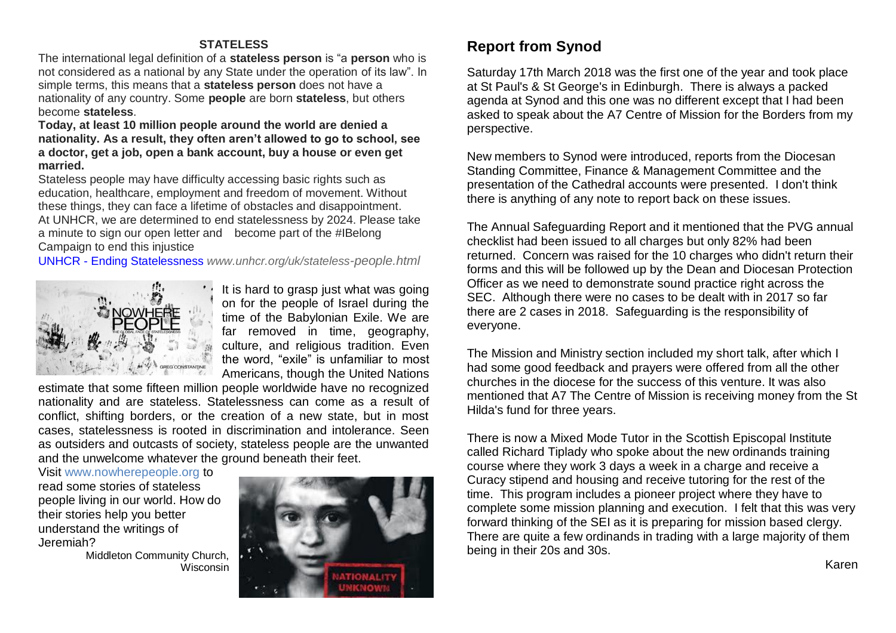## STATELESS

The international legal definition of a **stateless person** is "a **person** who is not considered as a national by any State under the operation of its law". In simple terms, this means that a **stateless person** does not have a nationality of any country. Some **people** are born **stateless**, but others become **stateless**.

**Today, at least 10 million people around the world are denied a nationality. As a result, they often aren't allowed to go to school, see a doctor, get a job, open a bank account, buy a house or even get married.**

Stateless people may have difficulty accessing basic rights such as education, healthcare, employment and freedom of movement. Without these things, they can face a lifetime of obstacles and disappointment. At UNHCR, we are determined to end statelessness by 2024. Please take a minute to sign our open letter and become part of the #IBelong Campaign to end this injustice

UNHCR - Ending Statelessness *www.unhcr.org/uk/stateless-people.html*

It is hard to grasp just what was going on for the people of Israel during the time of the Babylonian Exile. We are far removed in time, geography, culture, and religious tradition. Even the word, "exile" is unfamiliar to most Americans, though the United Nations estimate that some fifteen million people worldwide have no recognized nationality and are stateless. Statelessness can come as a result of conflict, shifting borders, or the creation of a new state, but in most cases, statelessness is rooted in discrimination and intolerance. Seen as outsiders and outcasts of society, stateless people are the unwanted and the unwelcome whatever the ground beneath their feet.

Visit www.nowherepeople.org to read some stories of stateless people living in our world. How do their stories help you better understand the writings of Jeremiah?

Middleton Community Church, Wisconsin

## Report from Synod

Saturday 17th March 2018 was the first one of the year and took place at St Paul's & St George's in Edinburgh. There is always a packed agenda at Synod and this one was no different except that I had been asked to speak about the A7 Centre of Mission for the Borders from my perspective.

New members to Synod were introduced, reports from the Diocesan Standing Committee, Finance & Management Committee and the presentation of the Cathedral accounts were presented. I don't think there is anything of any note to report back on these issues.

The Annual Safeguarding Report and it mentioned that the PVG annual checklist had been issued to all charges but only 82% had been returned. Concern was raised for the 10 charges who didn't return their forms and this will be followed up by the Dean and Diocesan Protection Officer as we need to demonstrate sound practice right across the SEC. Although there were no cases to be dealt with in 2017 so far there are 2 cases in 2018. Safeguarding is the responsibility of everyone.

The Mission and Ministry section included my short talk, after which I had some good feedback and prayers were offered from all the other churches in the diocese for the success of this venture. It was also mentioned that A7 The Centre of Mission is receiving money from the St Hilda's fund for three years.

There is now a Mixed Mode Tutor in the Scottish Episcopal Institute called Richard Tiplady who spoke about the new ordinands training course where they work 3 days a week in a charge and receive a Curacy stipend and housing and receive tutoring for the rest of the time. This program includes a pioneer project where they have to complete some mission planning and execution. I felt that this was very forward thinking of the SEI as it is preparing for mission based clergy. There are quite a few ordinands in trading with a large majority of them being in their 20s and 30s.

Karen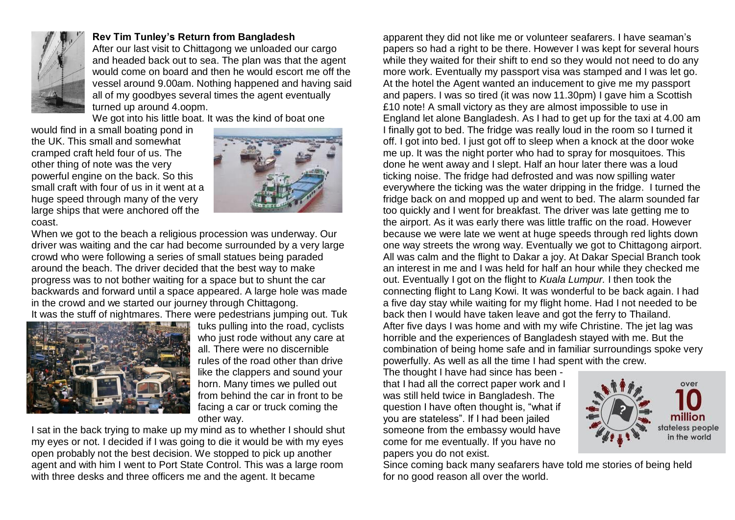**Rev Tim Tunley's Return from Bangladesh**

After our last visit to Chittagong we unloaded our cargo and headed back out to sea. The plan was that the agent would come on board and then he would escort me off the vessel around 9.00am. Nothing happened and having said all of my goodbyes several times the agent eventually turned up around 4.oopm.

We got into his little boat. It was the kind of boat one would find in a small boating pond in the UK. This small and somewhat cramped craft held four of us. The other thing of note was the very powerful engine on the back. So this small craft with four of us in it went at a huge speed through many of the very large ships that were anchored off the coast.

When we got to the beach a religious procession was underway. Our driver was waiting and the car had become surrounded by a very large crowd who were following a series of small statues being paraded around the beach. The driver decided that the best way to make progress was to not bother waiting for a space but to shunt the car backwards and forward until a space appeared. A large hole was made in the crowd and we started our journey through Chittagong.

It was the stuff of nightmares. There were pedestrians jumping out. Tuk tuks pulling into the road, cyclists who just rode without any care at all. There were no discernible rules of the road other than drive like the clappers and sound your horn. Many times we pulled out from behind the car in front to be facing a car or truck coming the other way.

I sat in the back trying to make up my mind as to whether I should shut my eyes or not. I decided if I was going to die it would be with my eyes open probably not the best decision. We stopped to pick up another agent and with him I went to Port State Control. This was a large room with three desks and three officers me and the agent. It became apparent they did not like me or volunteer seafarers. I have seaman's papers so had a right to be there. However I was kept for several hours while they waited for their shift to end so they would not need to do any more work. Eventually my passport visa was stamped and I was let go. At the hotel the Agent wanted an inducement to give me my passport and papers. I was so tired (it was now 11.30pm) I gave him a Scottish £10 note! A small victory as they are almost impossible to use in England let alone Bangladesh. As I had to get up for the taxi at 4.00 am I finally got to bed. The fridge was really loud in the room so I turned it off. I got into bed. I just got off to sleep when a knock at the door woke me up. It was the night porter who had to spray for mosquitoes. This done he went away and I slept. Half an hour later there was a loud ticking noise. The fridge had defrosted and was now spilling water everywhere the ticking was the water dripping in the fridge. I turned the fridge back on and mopped up and went to bed. The alarm sounded far too quickly and I went for breakfast. The driver was late getting me to the airport. As it was early there was little traffic on the road. However because we were late we went at huge speeds through red lights down one way streets the wrong way. Eventually we got to Chittagong airport. All was calm and the flight to Dakar a joy. At Dakar Special Branch took an interest in me and I was held for half an hour while they checked me out. Eventually I got on the flight to *Kuala Lumpur.* I then took the connecting flight to Lang Kowi. It was wonderful to be back again. I had a five day stay while waiting for my flight home. Had I not needed to be back then I would have taken leave and got the ferry to Thailand.

After five days I was home and with my wife Christine. The jet lag was horrible and the experiences of Bangladesh stayed with me. But the combination of being home safe and in familiar surroundings spoke very powerfully. As well as all the time I had spent with the crew.

The thought I have had since has been - that I had all the correct paper work and I was still held twice in Bangladesh. The question I have often thought is, "what if you are stateless". If I had been jailed someone from the embassy would have come for me eventually. If you have no papers you do not exist.

over
10
million
stateless people
in the world

Since coming back many seafarers have told me stories of being held for no good reason all over the world.